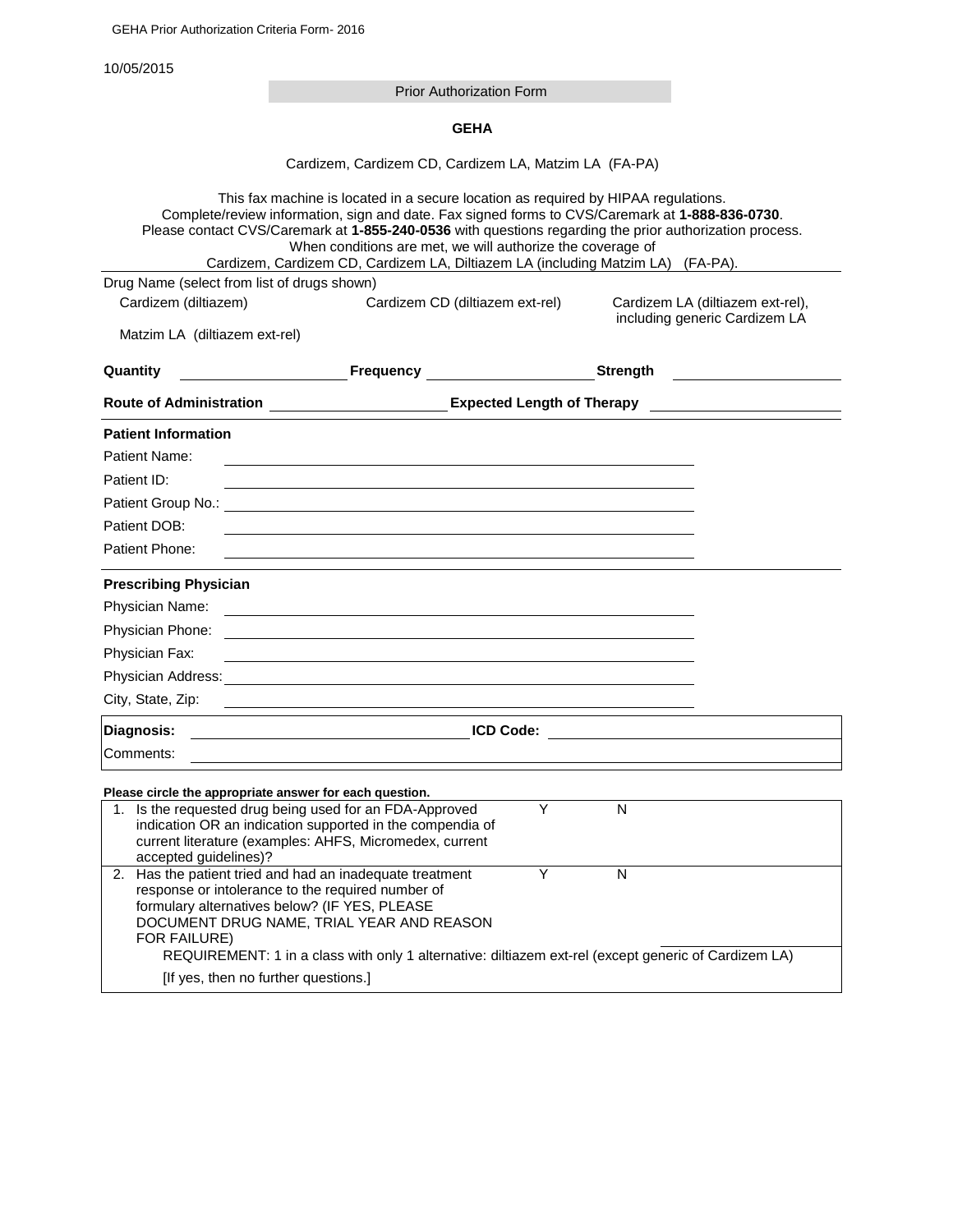GEHA Prior Authorization Criteria Form- 2016

10/05/2015

# Prior Authorization Form

## GEHA

Cardizem, Cardizem CD, Cardizem LA, Matzim LA (FA-PA)

This fax machine is located in a secure location as required by HIPAA regulations.
Complete/review information, sign and date. Fax signed forms to CVS/Caremark at **1-888-836-0730**.
Please contact CVS/Caremark at **1-855-240-0536** with questions regarding the prior authorization process.
When conditions are met, we will authorize the coverage of
Cardizem, Cardizem CD, Cardizem LA, Diltiazem LA (including Matzim LA) (FA-PA).

Drug Name (select from list of drugs shown)

- Cardizem (diltiazem)
- Cardizem CD (diltiazem ext-rel)
- Cardizem LA (diltiazem ext-rel), including generic Cardizem LA
- Matzim LA (diltiazem ext-rel)

**Quantity** \_\_\_\_\_\_\_\_\_\_ **Frequency** \_\_\_\_\_\_\_\_\_\_ **Strength** \_\_\_\_\_\_\_\_\_\_

**Route of Administration** \_\_\_\_\_\_\_\_\_\_ **Expected Length of Therapy** \_\_\_\_\_\_\_\_\_\_

**Patient Information**

Patient Name:

Patient ID:

Patient Group No.:

Patient DOB:

Patient Phone:

**Prescribing Physician**

Physician Name:

Physician Phone:

Physician Fax:

Physician Address:

City, State, Zip:

**Diagnosis:** \_\_\_\_\_\_\_\_\_\_ **ICD Code:** \_\_\_\_\_\_\_\_\_\_

Comments:

**Please circle the appropriate answer for each question.**

| Question | | |
|---|---|---|
| 1. Is the requested drug being used for an FDA-Approved indication OR an indication supported in the compendia of current literature (examples: AHFS, Micromedex, current accepted guidelines)? | Y | N |
| 2. Has the patient tried and had an inadequate treatment response or intolerance to the required number of formulary alternatives below? (IF YES, PLEASE DOCUMENT DRUG NAME, TRIAL YEAR AND REASON FOR FAILURE) | Y | N |
| REQUIREMENT: 1 in a class with only 1 alternative: diltiazem ext-rel (except generic of Cardizem LA) | | |
| [If yes, then no further questions.] | | |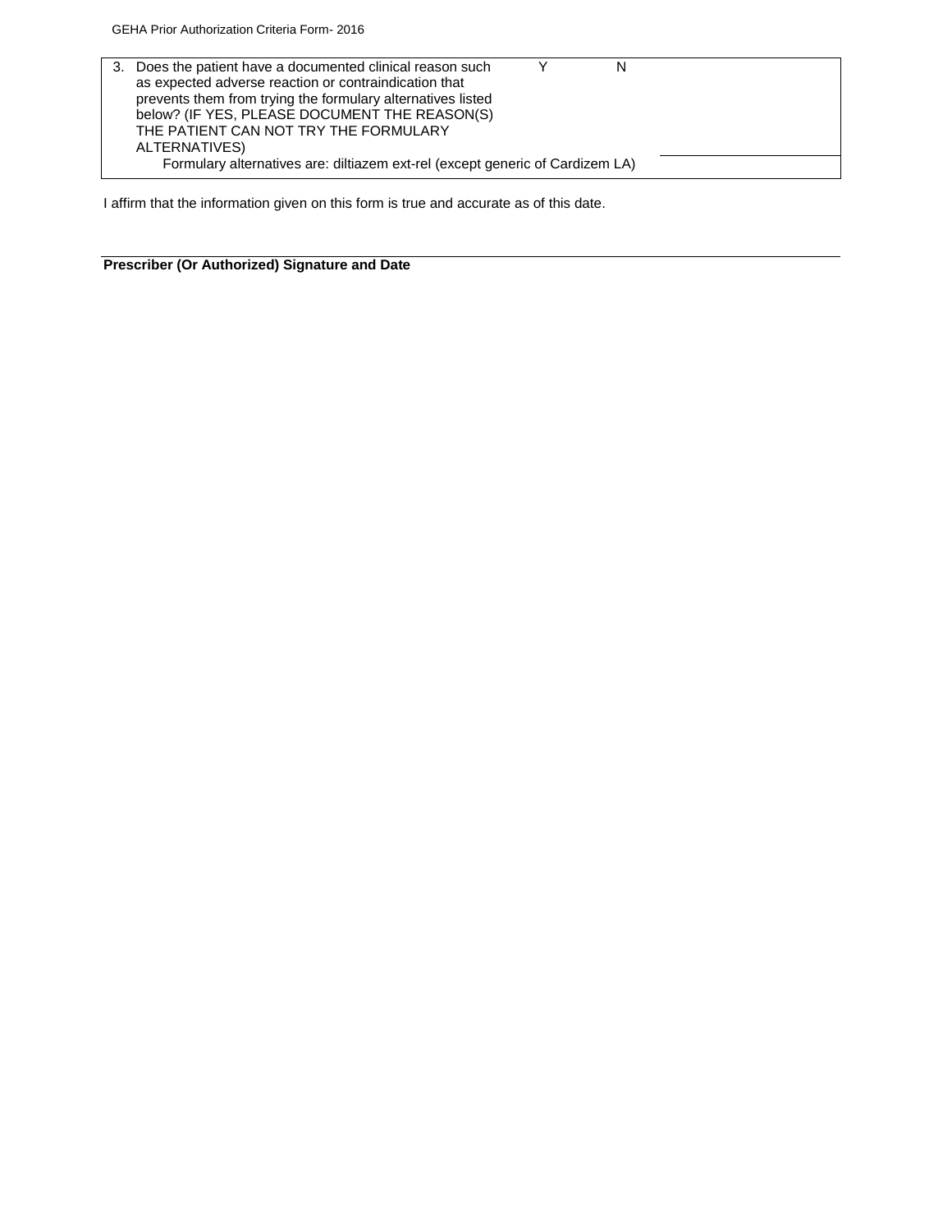| | | | |
|---|---|---|---|
| 3. Does the patient have a documented clinical reason such as expected adverse reaction or contraindication that prevents them from trying the formulary alternatives listed below? (IF YES, PLEASE DOCUMENT THE REASON(S) THE PATIENT CAN NOT TRY THE FORMULARY ALTERNATIVES) | Y | N | |
| Formulary alternatives are: diltiazem ext-rel (except generic of Cardizem LA) | | | |

I affirm that the information given on this form is true and accurate as of this date.

**Prescriber (Or Authorized) Signature and Date**